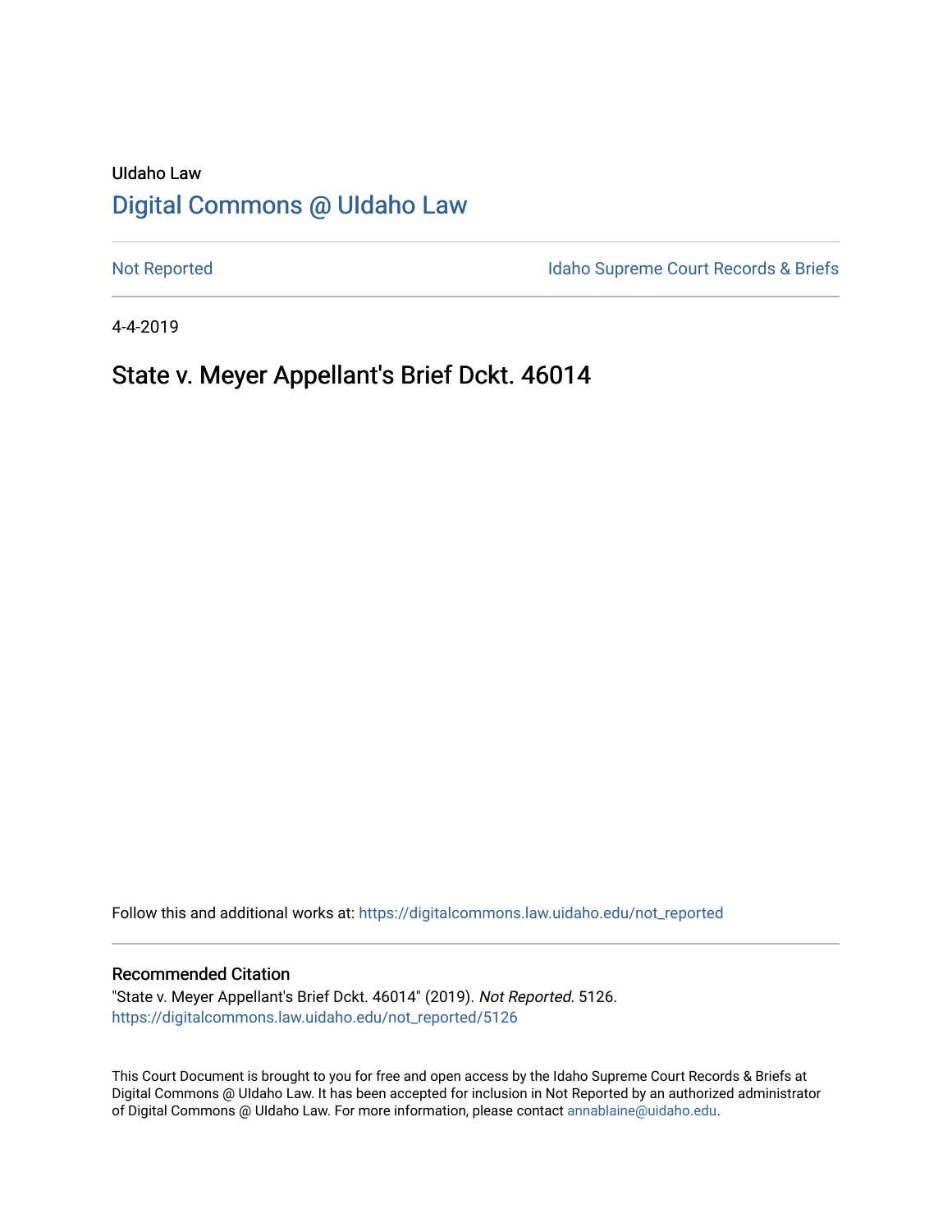UIdaho Law

# Digital Commons @ UIdaho Law

Not Reported

Idaho Supreme Court Records & Briefs

4-4-2019

## State v. Meyer Appellant's Brief Dckt. 46014

Follow this and additional works at: https://digitalcommons.law.uidaho.edu/not_reported

### Recommended Citation

"State v. Meyer Appellant's Brief Dckt. 46014" (2019). *Not Reported*. 5126.
https://digitalcommons.law.uidaho.edu/not_reported/5126

This Court Document is brought to you for free and open access by the Idaho Supreme Court Records & Briefs at Digital Commons @ UIdaho Law. It has been accepted for inclusion in Not Reported by an authorized administrator of Digital Commons @ UIdaho Law. For more information, please contact annablaine@uidaho.edu.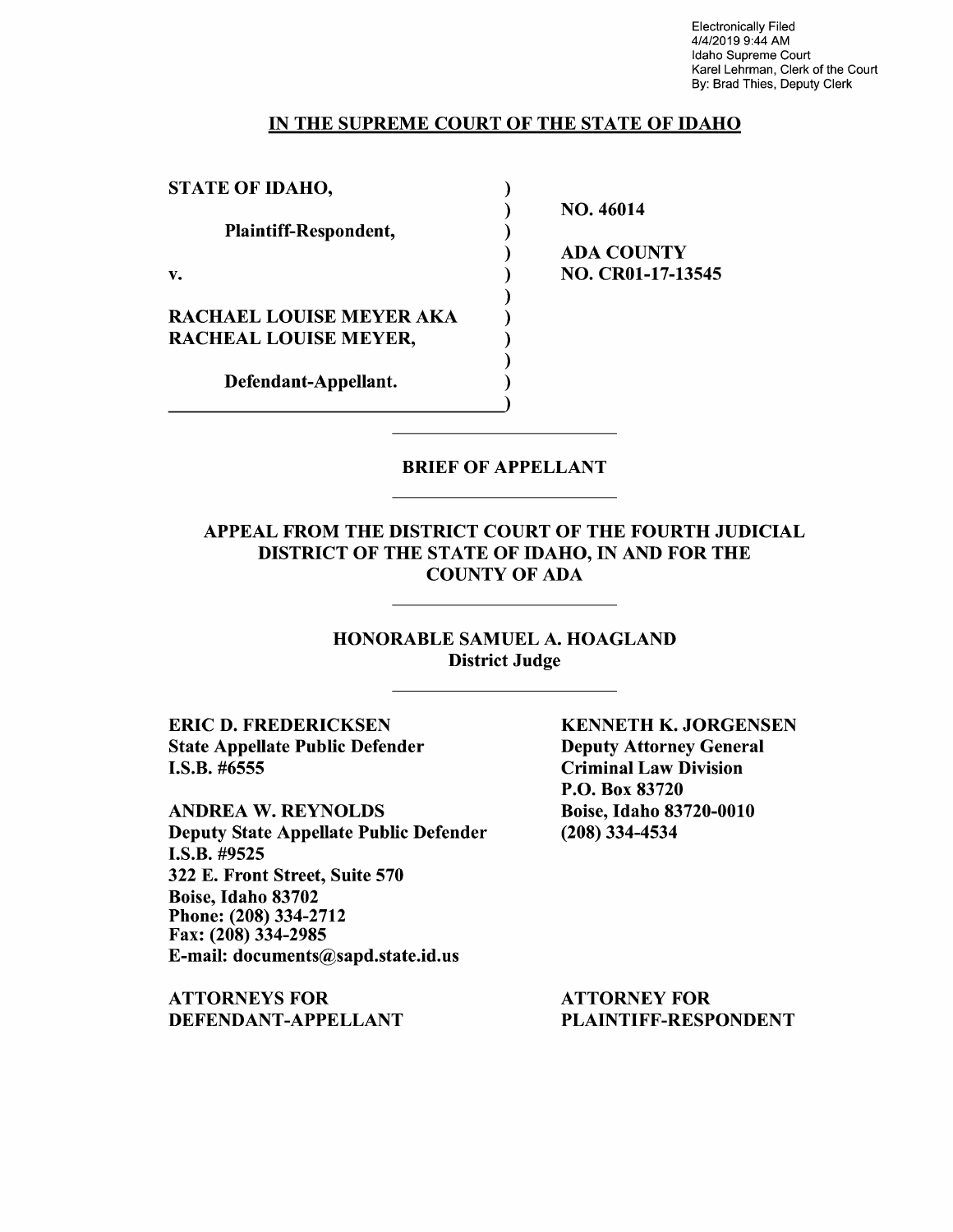Electronically Filed
4/4/2019 9:44 AM
Idaho Supreme Court
Karel Lehrman, Clerk of the Court
By: Brad Thies, Deputy Clerk

**IN THE SUPREME COURT OF THE STATE OF IDAHO**

| | |
|---|---|
| **STATE OF IDAHO,** | |
| **Plaintiff-Respondent,** | **NO. 46014** |
| **v.** | **ADA COUNTY NO. CR01-17-13545** |
| **RACHAEL LOUISE MEYER AKA RACHEAL LOUISE MEYER,** | |
| **Defendant-Appellant.** | |

**BRIEF OF APPELLANT**

**APPEAL FROM THE DISTRICT COURT OF THE FOURTH JUDICIAL DISTRICT OF THE STATE OF IDAHO, IN AND FOR THE COUNTY OF ADA**

**HONORABLE SAMUEL A. HOAGLAND**
**District Judge**

**ERIC D. FREDERICKSEN**
**State Appellate Public Defender**
**I.S.B. #6555**

**ANDREA W. REYNOLDS**
**Deputy State Appellate Public Defender**
**I.S.B. #9525**
**322 E. Front Street, Suite 570**
**Boise, Idaho 83702**
**Phone: (208) 334-2712**
**Fax: (208) 334-2985**
**E-mail: documents@sapd.state.id.us**

**ATTORNEYS FOR DEFENDANT-APPELLANT**

**KENNETH K. JORGENSEN**
**Deputy Attorney General**
**Criminal Law Division**
**P.O. Box 83720**
**Boise, Idaho 83720-0010**
**(208) 334-4534**

**ATTORNEY FOR PLAINTIFF-RESPONDENT**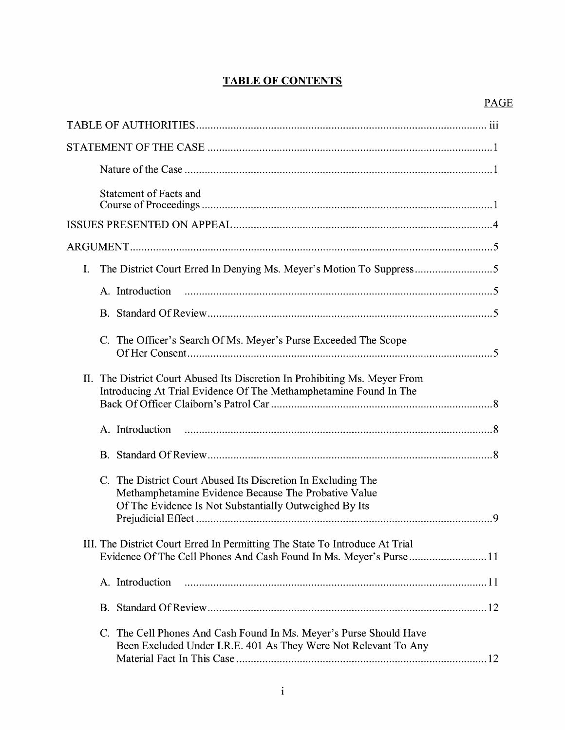# TABLE OF CONTENTS

| | PAGE |
|---|---|
| TABLE OF AUTHORITIES | iii |
| STATEMENT OF THE CASE | 1 |
| Nature of the Case | 1 |
| Statement of Facts and Course of Proceedings | 1 |
| ISSUES PRESENTED ON APPEAL | 4 |
| ARGUMENT | 5 |
| I. The District Court Erred In Denying Ms. Meyer's Motion To Suppress | 5 |
| A. Introduction | 5 |
| B. Standard Of Review | 5 |
| C. The Officer's Search Of Ms. Meyer's Purse Exceeded The Scope Of Her Consent | 5 |
| II. The District Court Abused Its Discretion In Prohibiting Ms. Meyer From Introducing At Trial Evidence Of The Methamphetamine Found In The Back Of Officer Claiborn's Patrol Car | 8 |
| A. Introduction | 8 |
| B. Standard Of Review | 8 |
| C. The District Court Abused Its Discretion In Excluding The Methamphetamine Evidence Because The Probative Value Of The Evidence Is Not Substantially Outweighed By Its Prejudicial Effect | 9 |
| III. The District Court Erred In Permitting The State To Introduce At Trial Evidence Of The Cell Phones And Cash Found In Ms. Meyer's Purse | 11 |
| A. Introduction | 11 |
| B. Standard Of Review | 12 |
| C. The Cell Phones And Cash Found In Ms. Meyer's Purse Should Have Been Excluded Under I.R.E. 401 As They Were Not Relevant To Any Material Fact In This Case | 12 |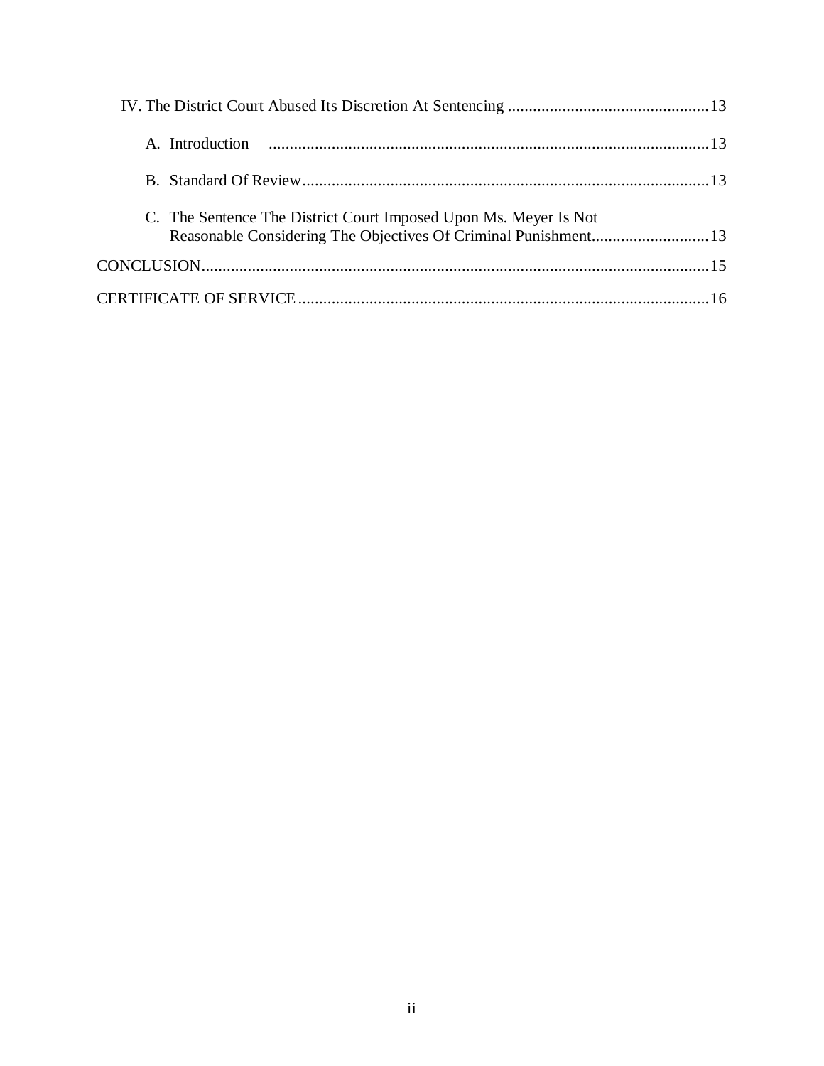IV. The District Court Abused Its Discretion At Sentencing ................................................13

A. Introduction ........................................................................................................13

B. Standard Of Review.............................................................................................13

C. The Sentence The District Court Imposed Upon Ms. Meyer Is Not Reasonable Considering The Objectives Of Criminal Punishment............................13

CONCLUSION.........................................................................................................................15

CERTIFICATE OF SERVICE..................................................................................................16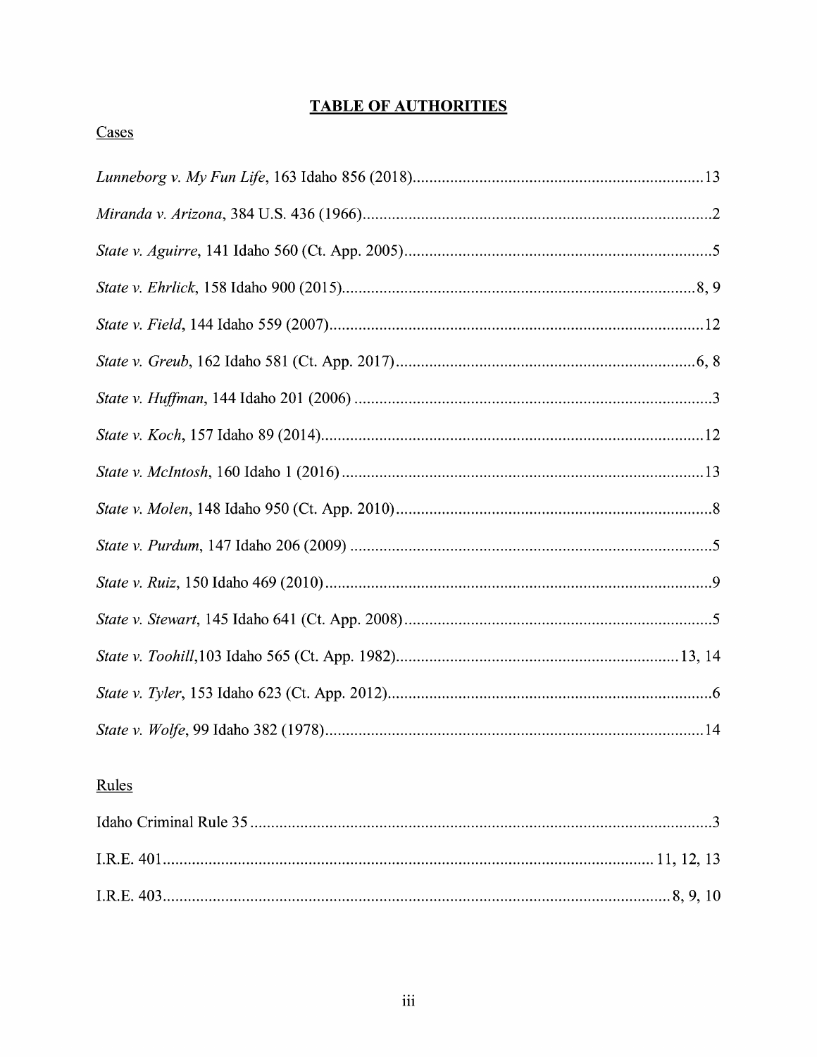# TABLE OF AUTHORITIES

## Cases

*Lunneborg v. My Fun Life*, 163 Idaho 856 (2018)......................................................................13

*Miranda v. Arizona*, 384 U.S. 436 (1966)....................................................................................2

*State v. Aguirre*, 141 Idaho 560 (Ct. App. 2005)..........................................................................5

*State v. Ehrlick*, 158 Idaho 900 (2015).....................................................................................8, 9

*State v. Field*, 144 Idaho 559 (2007)..........................................................................................12

*State v. Greub*, 162 Idaho 581 (Ct. App. 2017).......................................................................6, 8

*State v. Huffman*, 144 Idaho 201 (2006) ......................................................................................3

*State v. Koch*, 157 Idaho 89 (2014)............................................................................................12

*State v. McIntosh*, 160 Idaho 1 (2016) .......................................................................................13

*State v. Molen*, 148 Idaho 950 (Ct. App. 2010)............................................................................8

*State v. Purdum*, 147 Idaho 206 (2009) .......................................................................................5

*State v. Ruiz*, 150 Idaho 469 (2010).............................................................................................9

*State v. Stewart*, 145 Idaho 641 (Ct. App. 2008)..........................................................................5

*State v. Toohill*,103 Idaho 565 (Ct. App. 1982)...................................................................13, 14

*State v. Tyler*, 153 Idaho 623 (Ct. App. 2012)..............................................................................6

*State v. Wolfe*, 99 Idaho 382 (1978)...........................................................................................14

## Rules

Idaho Criminal Rule 35 ...............................................................................................................3

I.R.E. 401..................................................................................................................... 11, 12, 13

I.R.E. 403.........................................................................................................................8, 9, 10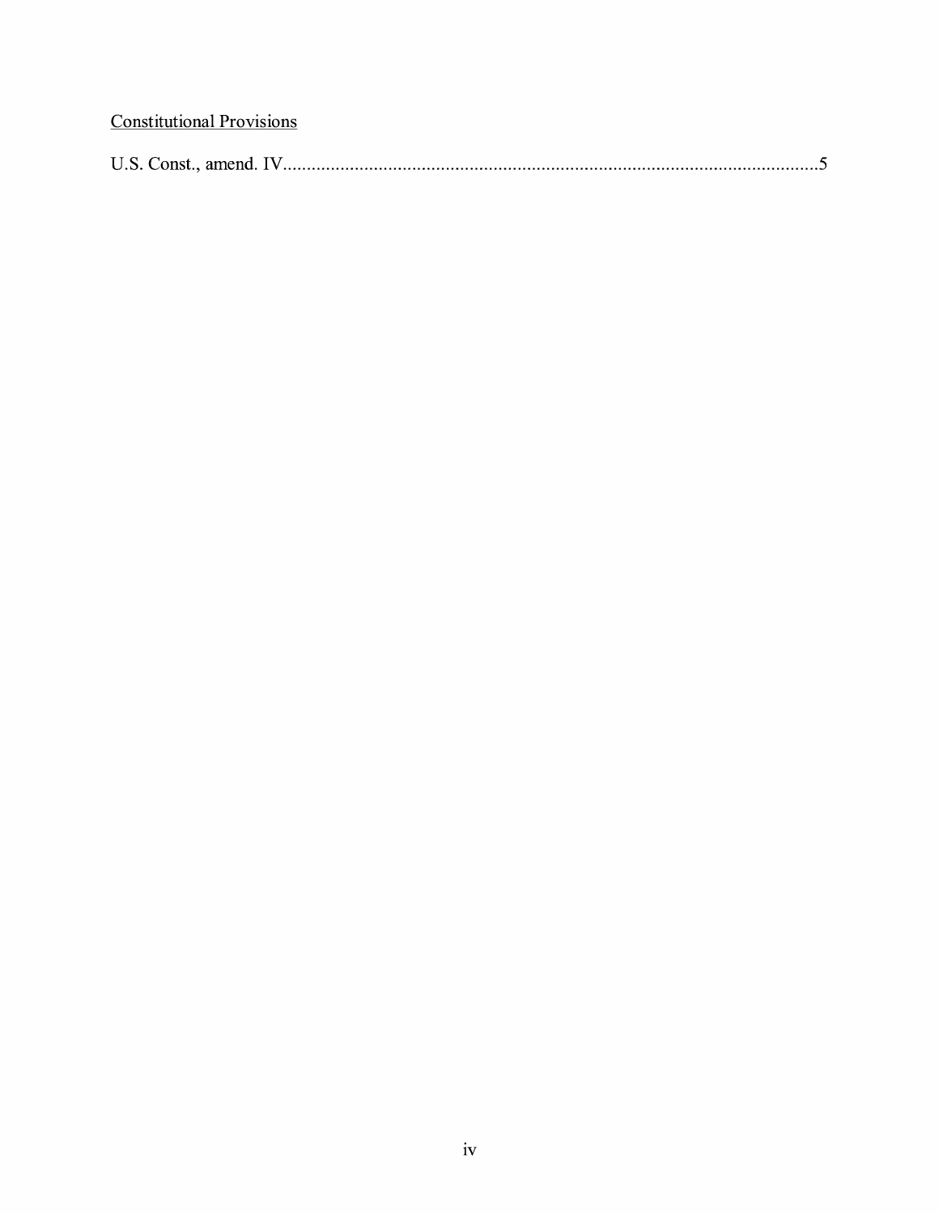<u>Constitutional Provisions</u>

U.S. Const., amend. IV..............................................................................................................5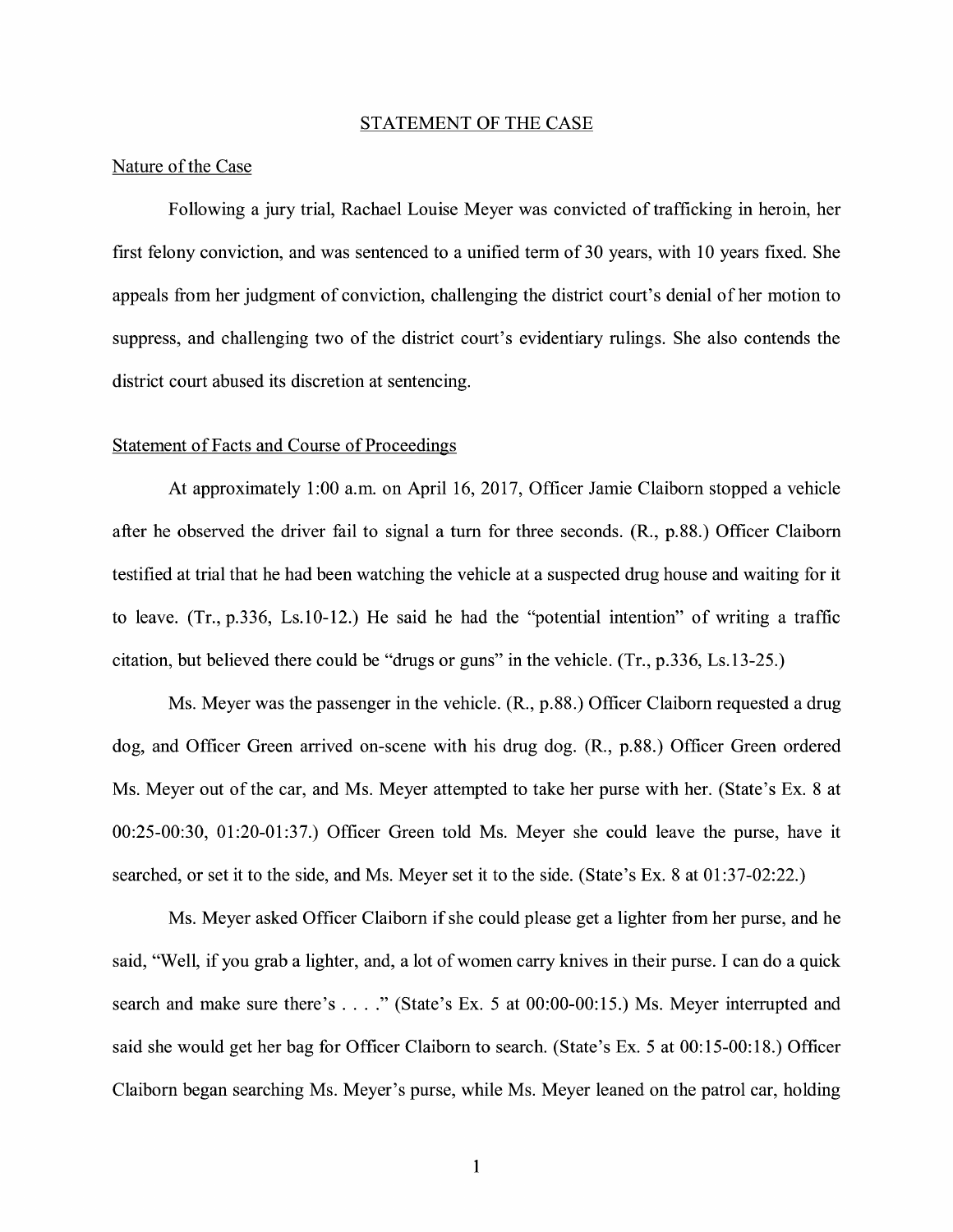## STATEMENT OF THE CASE

### Nature of the Case

Following a jury trial, Rachael Louise Meyer was convicted of trafficking in heroin, her first felony conviction, and was sentenced to a unified term of 30 years, with 10 years fixed. She appeals from her judgment of conviction, challenging the district court's denial of her motion to suppress, and challenging two of the district court's evidentiary rulings. She also contends the district court abused its discretion at sentencing.

### Statement of Facts and Course of Proceedings

At approximately 1:00 a.m. on April 16, 2017, Officer Jamie Claiborn stopped a vehicle after he observed the driver fail to signal a turn for three seconds. (R., p.88.) Officer Claiborn testified at trial that he had been watching the vehicle at a suspected drug house and waiting for it to leave. (Tr., p.336, Ls.10-12.) He said he had the "potential intention" of writing a traffic citation, but believed there could be "drugs or guns" in the vehicle. (Tr., p.336, Ls.13-25.)

Ms. Meyer was the passenger in the vehicle. (R., p.88.) Officer Claiborn requested a drug dog, and Officer Green arrived on-scene with his drug dog. (R., p.88.) Officer Green ordered Ms. Meyer out of the car, and Ms. Meyer attempted to take her purse with her. (State's Ex. 8 at 00:25-00:30, 01:20-01:37.) Officer Green told Ms. Meyer she could leave the purse, have it searched, or set it to the side, and Ms. Meyer set it to the side. (State's Ex. 8 at 01:37-02:22.)

Ms. Meyer asked Officer Claiborn if she could please get a lighter from her purse, and he said, "Well, if you grab a lighter, and, a lot of women carry knives in their purse. I can do a quick search and make sure there's . . . ." (State's Ex. 5 at 00:00-00:15.) Ms. Meyer interrupted and said she would get her bag for Officer Claiborn to search. (State's Ex. 5 at 00:15-00:18.) Officer Claiborn began searching Ms. Meyer's purse, while Ms. Meyer leaned on the patrol car, holding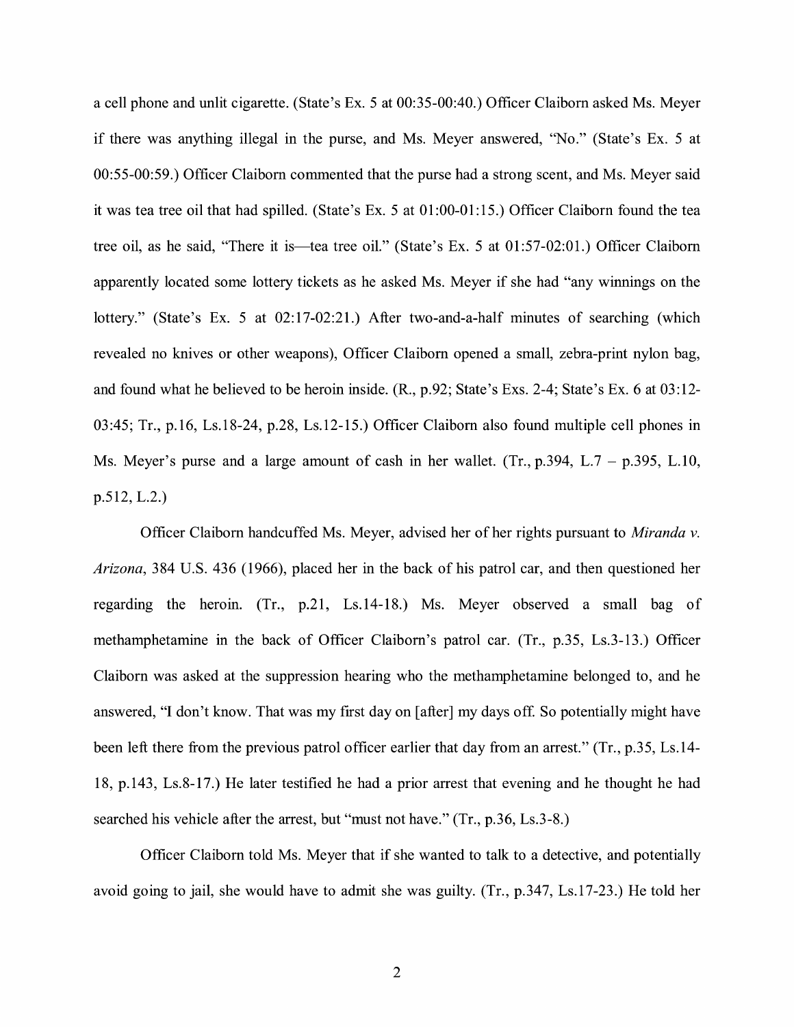a cell phone and unlit cigarette. (State's Ex. 5 at 00:35-00:40.) Officer Claiborn asked Ms. Meyer if there was anything illegal in the purse, and Ms. Meyer answered, "No." (State's Ex. 5 at 00:55-00:59.) Officer Claiborn commented that the purse had a strong scent, and Ms. Meyer said it was tea tree oil that had spilled. (State's Ex. 5 at 01:00-01:15.) Officer Claiborn found the tea tree oil, as he said, "There it is—tea tree oil." (State's Ex. 5 at 01:57-02:01.) Officer Claiborn apparently located some lottery tickets as he asked Ms. Meyer if she had "any winnings on the lottery." (State's Ex. 5 at 02:17-02:21.) After two-and-a-half minutes of searching (which revealed no knives or other weapons), Officer Claiborn opened a small, zebra-print nylon bag, and found what he believed to be heroin inside. (R., p.92; State's Exs. 2-4; State's Ex. 6 at 03:12-03:45; Tr., p.16, Ls.18-24, p.28, Ls.12-15.) Officer Claiborn also found multiple cell phones in Ms. Meyer's purse and a large amount of cash in her wallet. (Tr., p.394, L.7 – p.395, L.10, p.512, L.2.)

Officer Claiborn handcuffed Ms. Meyer, advised her of her rights pursuant to *Miranda v. Arizona*, 384 U.S. 436 (1966), placed her in the back of his patrol car, and then questioned her regarding the heroin. (Tr., p.21, Ls.14-18.) Ms. Meyer observed a small bag of methamphetamine in the back of Officer Claiborn's patrol car. (Tr., p.35, Ls.3-13.) Officer Claiborn was asked at the suppression hearing who the methamphetamine belonged to, and he answered, "I don't know. That was my first day on [after] my days off. So potentially might have been left there from the previous patrol officer earlier that day from an arrest." (Tr., p.35, Ls.14-18, p.143, Ls.8-17.) He later testified he had a prior arrest that evening and he thought he had searched his vehicle after the arrest, but "must not have." (Tr., p.36, Ls.3-8.)

Officer Claiborn told Ms. Meyer that if she wanted to talk to a detective, and potentially avoid going to jail, she would have to admit she was guilty. (Tr., p.347, Ls.17-23.) He told her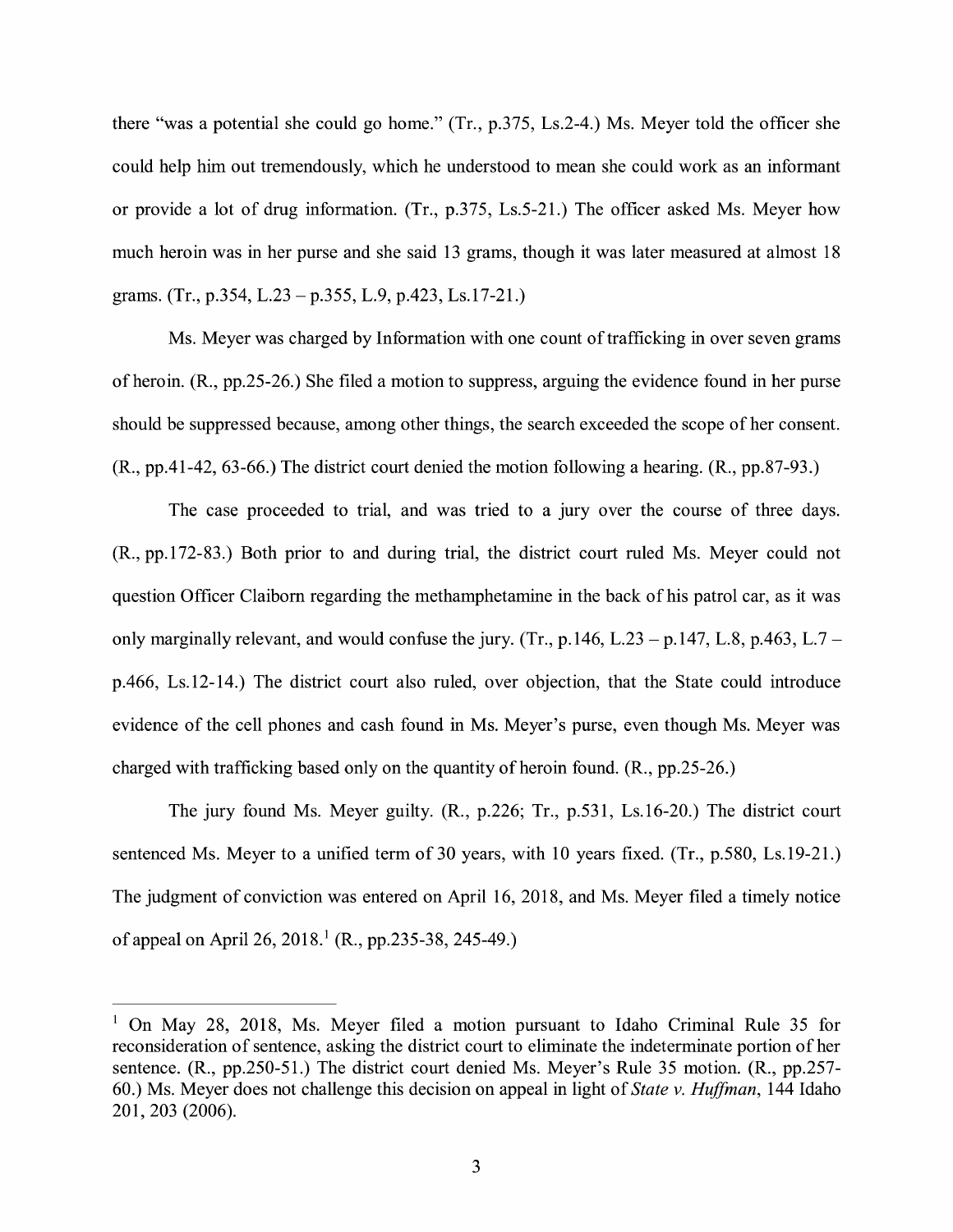there "was a potential she could go home." (Tr., p.375, Ls.2-4.) Ms. Meyer told the officer she could help him out tremendously, which he understood to mean she could work as an informant or provide a lot of drug information. (Tr., p.375, Ls.5-21.) The officer asked Ms. Meyer how much heroin was in her purse and she said 13 grams, though it was later measured at almost 18 grams. (Tr., p.354, L.23 – p.355, L.9, p.423, Ls.17-21.)

Ms. Meyer was charged by Information with one count of trafficking in over seven grams of heroin. (R., pp.25-26.) She filed a motion to suppress, arguing the evidence found in her purse should be suppressed because, among other things, the search exceeded the scope of her consent. (R., pp.41-42, 63-66.) The district court denied the motion following a hearing. (R., pp.87-93.)

The case proceeded to trial, and was tried to a jury over the course of three days. (R., pp.172-83.) Both prior to and during trial, the district court ruled Ms. Meyer could not question Officer Claiborn regarding the methamphetamine in the back of his patrol car, as it was only marginally relevant, and would confuse the jury. (Tr., p.146, L.23 – p.147, L.8, p.463, L.7 – p.466, Ls.12-14.) The district court also ruled, over objection, that the State could introduce evidence of the cell phones and cash found in Ms. Meyer's purse, even though Ms. Meyer was charged with trafficking based only on the quantity of heroin found. (R., pp.25-26.)

The jury found Ms. Meyer guilty. (R., p.226; Tr., p.531, Ls.16-20.) The district court sentenced Ms. Meyer to a unified term of 30 years, with 10 years fixed. (Tr., p.580, Ls.19-21.) The judgment of conviction was entered on April 16, 2018, and Ms. Meyer filed a timely notice of appeal on April 26, 2018.[1] (R., pp.235-38, 245-49.)

---

[1] On May 28, 2018, Ms. Meyer filed a motion pursuant to Idaho Criminal Rule 35 for reconsideration of sentence, asking the district court to eliminate the indeterminate portion of her sentence. (R., pp.250-51.) The district court denied Ms. Meyer's Rule 35 motion. (R., pp.257-60.) Ms. Meyer does not challenge this decision on appeal in light of *State v. Huffman*, 144 Idaho 201, 203 (2006).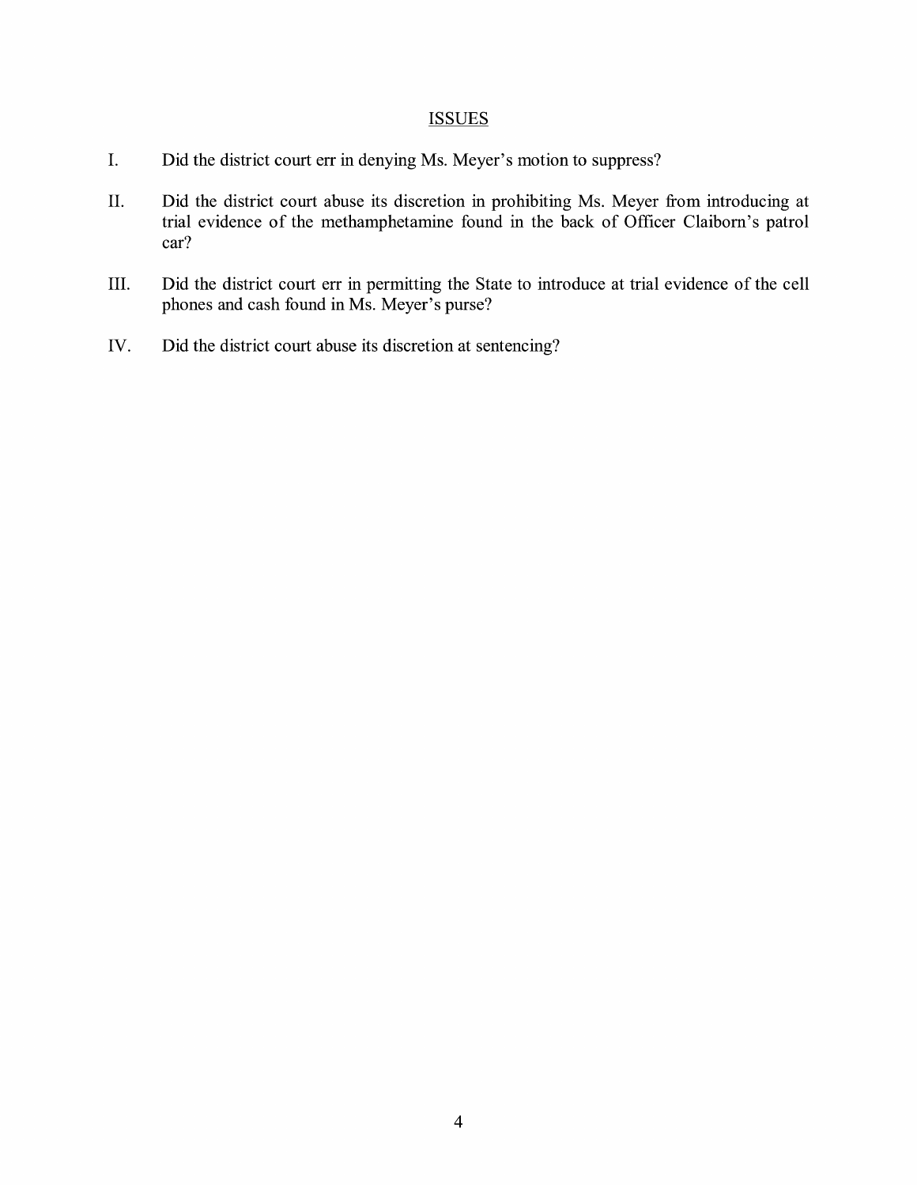## ISSUES

I. Did the district court err in denying Ms. Meyer's motion to suppress?

II. Did the district court abuse its discretion in prohibiting Ms. Meyer from introducing at trial evidence of the methamphetamine found in the back of Officer Claiborn's patrol car?

III. Did the district court err in permitting the State to introduce at trial evidence of the cell phones and cash found in Ms. Meyer's purse?

IV. Did the district court abuse its discretion at sentencing?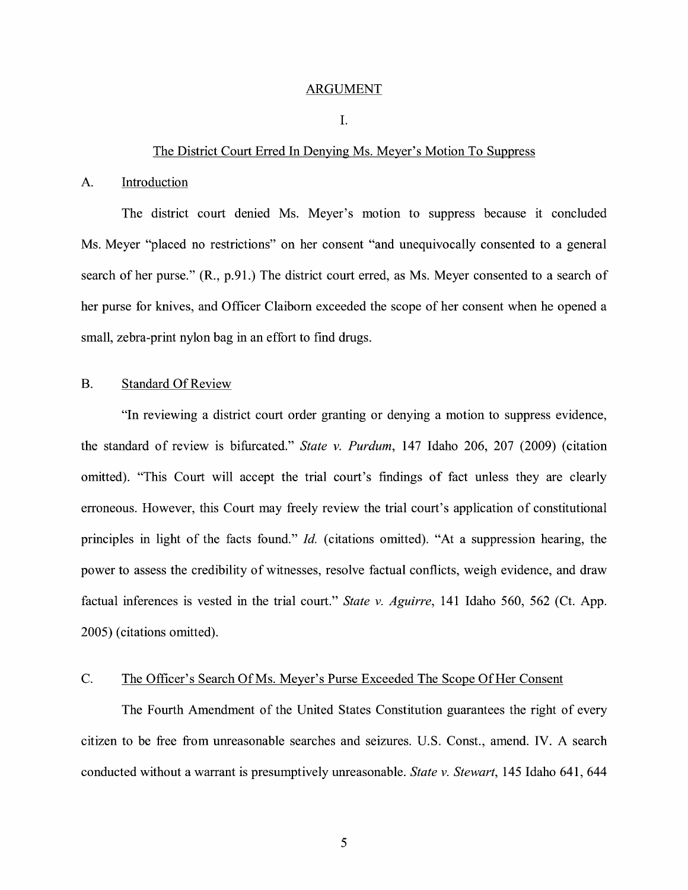## ARGUMENT

### I.

### The District Court Erred In Denying Ms. Meyer's Motion To Suppress

#### A. Introduction

The district court denied Ms. Meyer's motion to suppress because it concluded Ms. Meyer "placed no restrictions" on her consent "and unequivocally consented to a general search of her purse." (R., p.91.) The district court erred, as Ms. Meyer consented to a search of her purse for knives, and Officer Claiborn exceeded the scope of her consent when he opened a small, zebra-print nylon bag in an effort to find drugs.

#### B. Standard Of Review

"In reviewing a district court order granting or denying a motion to suppress evidence, the standard of review is bifurcated." *State v. Purdum*, 147 Idaho 206, 207 (2009) (citation omitted). "This Court will accept the trial court's findings of fact unless they are clearly erroneous. However, this Court may freely review the trial court's application of constitutional principles in light of the facts found." *Id.* (citations omitted). "At a suppression hearing, the power to assess the credibility of witnesses, resolve factual conflicts, weigh evidence, and draw factual inferences is vested in the trial court." *State v. Aguirre*, 141 Idaho 560, 562 (Ct. App. 2005) (citations omitted).

#### C. The Officer's Search Of Ms. Meyer's Purse Exceeded The Scope Of Her Consent

The Fourth Amendment of the United States Constitution guarantees the right of every citizen to be free from unreasonable searches and seizures. U.S. Const., amend. IV. A search conducted without a warrant is presumptively unreasonable. *State v. Stewart*, 145 Idaho 641, 644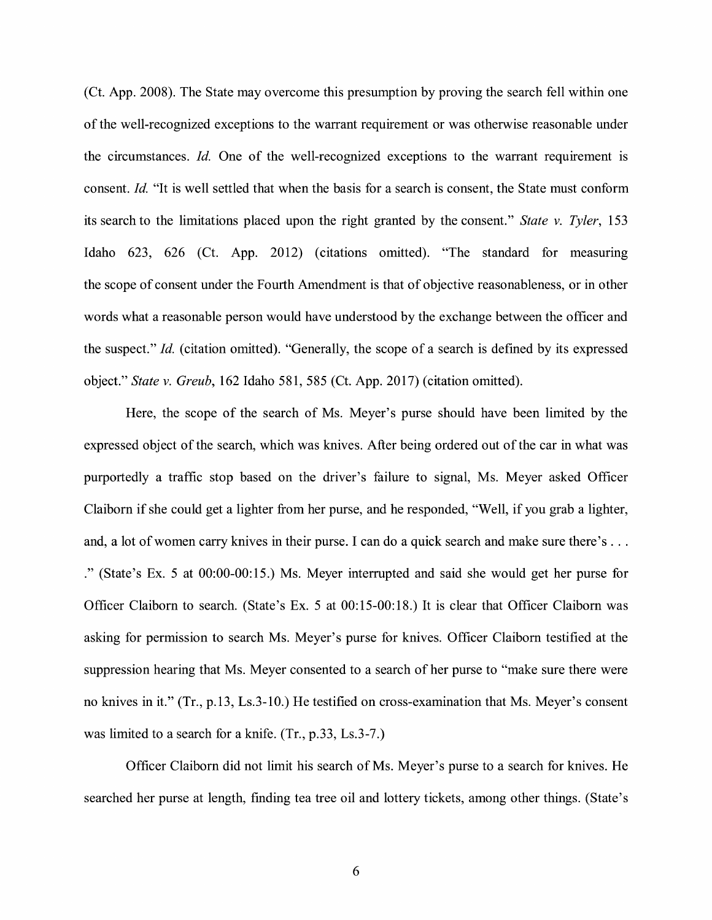(Ct. App. 2008). The State may overcome this presumption by proving the search fell within one of the well-recognized exceptions to the warrant requirement or was otherwise reasonable under the circumstances. *Id.* One of the well-recognized exceptions to the warrant requirement is consent. *Id.* "It is well settled that when the basis for a search is consent, the State must conform its search to the limitations placed upon the right granted by the consent." *State v. Tyler*, 153 Idaho 623, 626 (Ct. App. 2012) (citations omitted). "The standard for measuring the scope of consent under the Fourth Amendment is that of objective reasonableness, or in other words what a reasonable person would have understood by the exchange between the officer and the suspect." *Id.* (citation omitted). "Generally, the scope of a search is defined by its expressed object." *State v. Greub*, 162 Idaho 581, 585 (Ct. App. 2017) (citation omitted).

Here, the scope of the search of Ms. Meyer's purse should have been limited by the expressed object of the search, which was knives. After being ordered out of the car in what was purportedly a traffic stop based on the driver's failure to signal, Ms. Meyer asked Officer Claiborn if she could get a lighter from her purse, and he responded, "Well, if you grab a lighter, and, a lot of women carry knives in their purse. I can do a quick search and make sure there's . . . ." (State's Ex. 5 at 00:00-00:15.) Ms. Meyer interrupted and said she would get her purse for Officer Claiborn to search. (State's Ex. 5 at 00:15-00:18.) It is clear that Officer Claiborn was asking for permission to search Ms. Meyer's purse for knives. Officer Claiborn testified at the suppression hearing that Ms. Meyer consented to a search of her purse to "make sure there were no knives in it." (Tr., p.13, Ls.3-10.) He testified on cross-examination that Ms. Meyer's consent was limited to a search for a knife. (Tr., p.33, Ls.3-7.)

Officer Claiborn did not limit his search of Ms. Meyer's purse to a search for knives. He searched her purse at length, finding tea tree oil and lottery tickets, among other things. (State's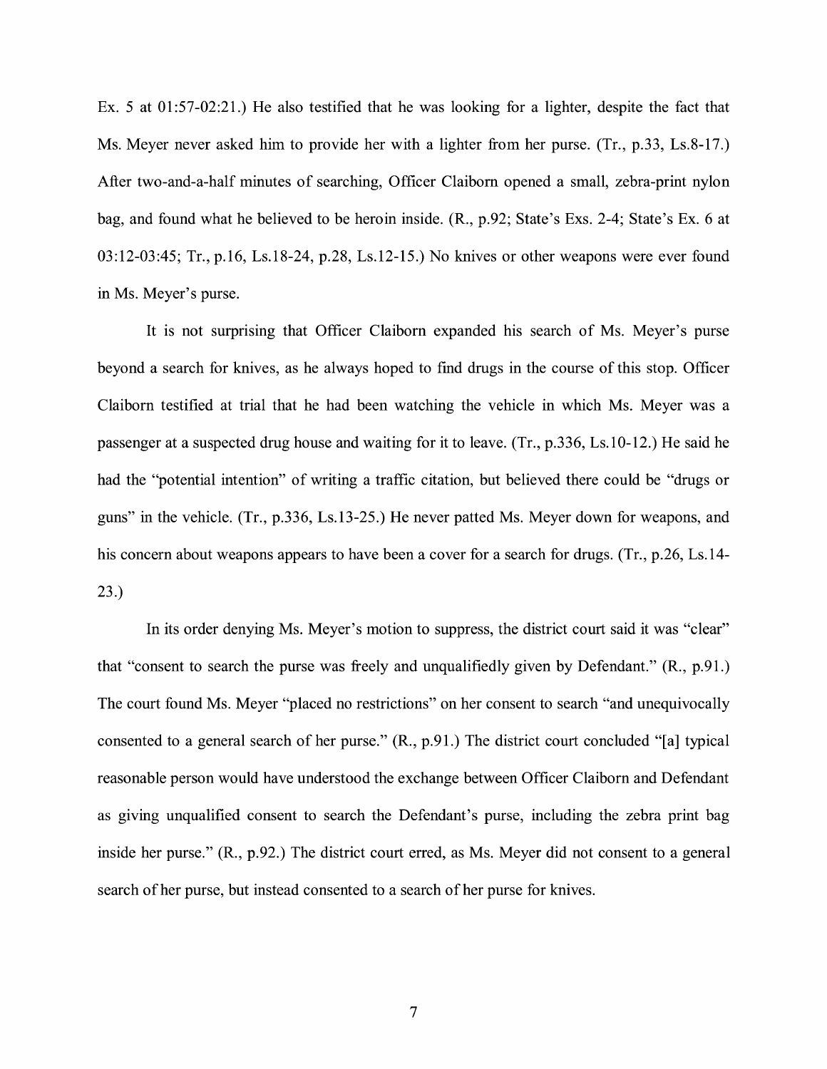Ex. 5 at 01:57-02:21.) He also testified that he was looking for a lighter, despite the fact that Ms. Meyer never asked him to provide her with a lighter from her purse. (Tr., p.33, Ls.8-17.) After two-and-a-half minutes of searching, Officer Claiborn opened a small, zebra-print nylon bag, and found what he believed to be heroin inside. (R., p.92; State's Exs. 2-4; State's Ex. 6 at 03:12-03:45; Tr., p.16, Ls.18-24, p.28, Ls.12-15.) No knives or other weapons were ever found in Ms. Meyer's purse.

It is not surprising that Officer Claiborn expanded his search of Ms. Meyer's purse beyond a search for knives, as he always hoped to find drugs in the course of this stop. Officer Claiborn testified at trial that he had been watching the vehicle in which Ms. Meyer was a passenger at a suspected drug house and waiting for it to leave. (Tr., p.336, Ls.10-12.) He said he had the "potential intention" of writing a traffic citation, but believed there could be "drugs or guns" in the vehicle. (Tr., p.336, Ls.13-25.) He never patted Ms. Meyer down for weapons, and his concern about weapons appears to have been a cover for a search for drugs. (Tr., p.26, Ls.14-23.)

In its order denying Ms. Meyer's motion to suppress, the district court said it was "clear" that "consent to search the purse was freely and unqualifiedly given by Defendant." (R., p.91.) The court found Ms. Meyer "placed no restrictions" on her consent to search "and unequivocally consented to a general search of her purse." (R., p.91.) The district court concluded "[a] typical reasonable person would have understood the exchange between Officer Claiborn and Defendant as giving unqualified consent to search the Defendant's purse, including the zebra print bag inside her purse." (R., p.92.) The district court erred, as Ms. Meyer did not consent to a general search of her purse, but instead consented to a search of her purse for knives.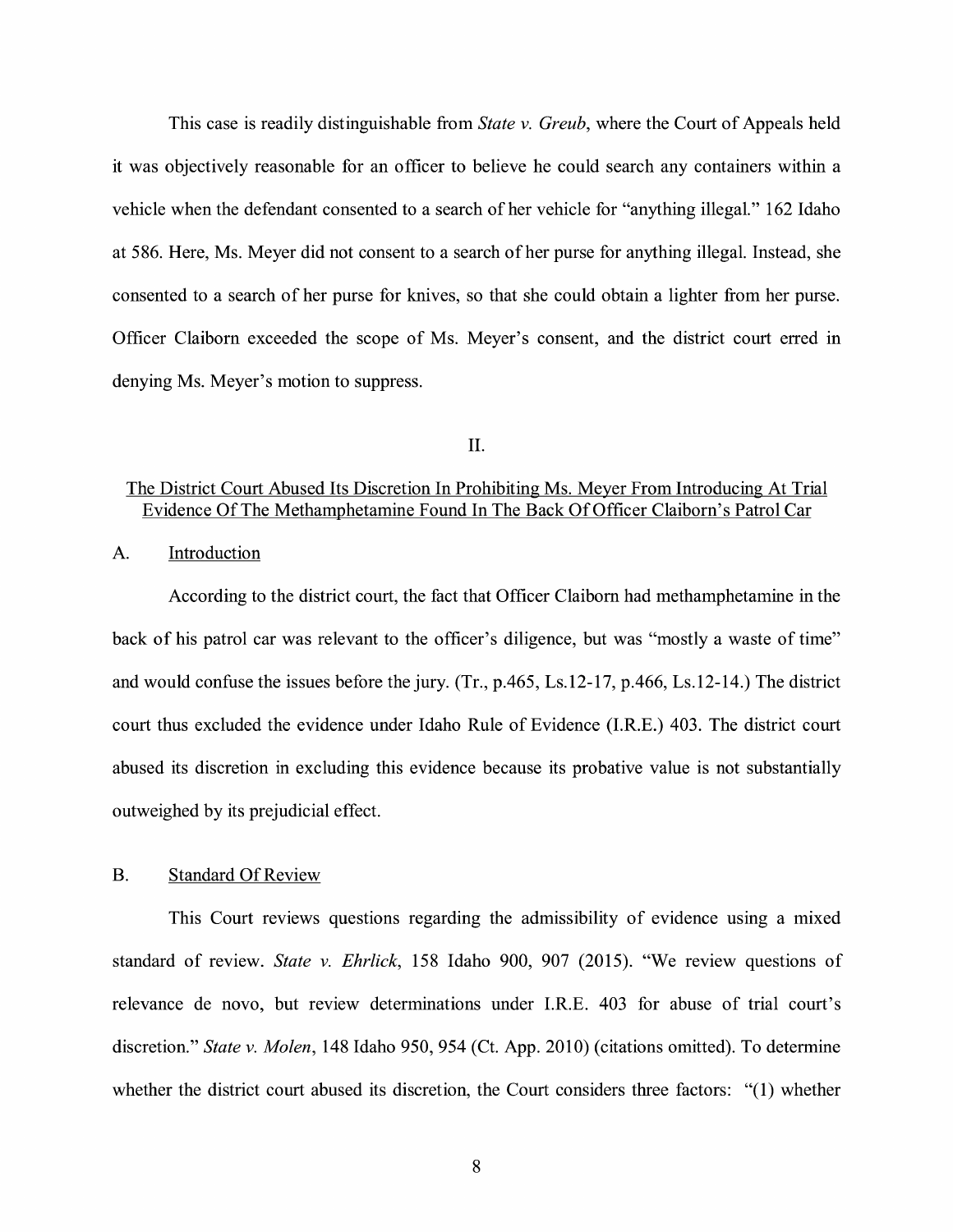This case is readily distinguishable from *State v. Greub*, where the Court of Appeals held it was objectively reasonable for an officer to believe he could search any containers within a vehicle when the defendant consented to a search of her vehicle for "anything illegal." 162 Idaho at 586. Here, Ms. Meyer did not consent to a search of her purse for anything illegal. Instead, she consented to a search of her purse for knives, so that she could obtain a lighter from her purse. Officer Claiborn exceeded the scope of Ms. Meyer's consent, and the district court erred in denying Ms. Meyer's motion to suppress.

## II.

## The District Court Abused Its Discretion In Prohibiting Ms. Meyer From Introducing At Trial Evidence Of The Methamphetamine Found In The Back Of Officer Claiborn's Patrol Car

### A. Introduction

According to the district court, the fact that Officer Claiborn had methamphetamine in the back of his patrol car was relevant to the officer's diligence, but was "mostly a waste of time" and would confuse the issues before the jury. (Tr., p.465, Ls.12-17, p.466, Ls.12-14.) The district court thus excluded the evidence under Idaho Rule of Evidence (I.R.E.) 403. The district court abused its discretion in excluding this evidence because its probative value is not substantially outweighed by its prejudicial effect.

### B. Standard Of Review

This Court reviews questions regarding the admissibility of evidence using a mixed standard of review. *State v. Ehrlick*, 158 Idaho 900, 907 (2015). "We review questions of relevance de novo, but review determinations under I.R.E. 403 for abuse of trial court's discretion." *State v. Molen*, 148 Idaho 950, 954 (Ct. App. 2010) (citations omitted). To determine whether the district court abused its discretion, the Court considers three factors: "(1) whether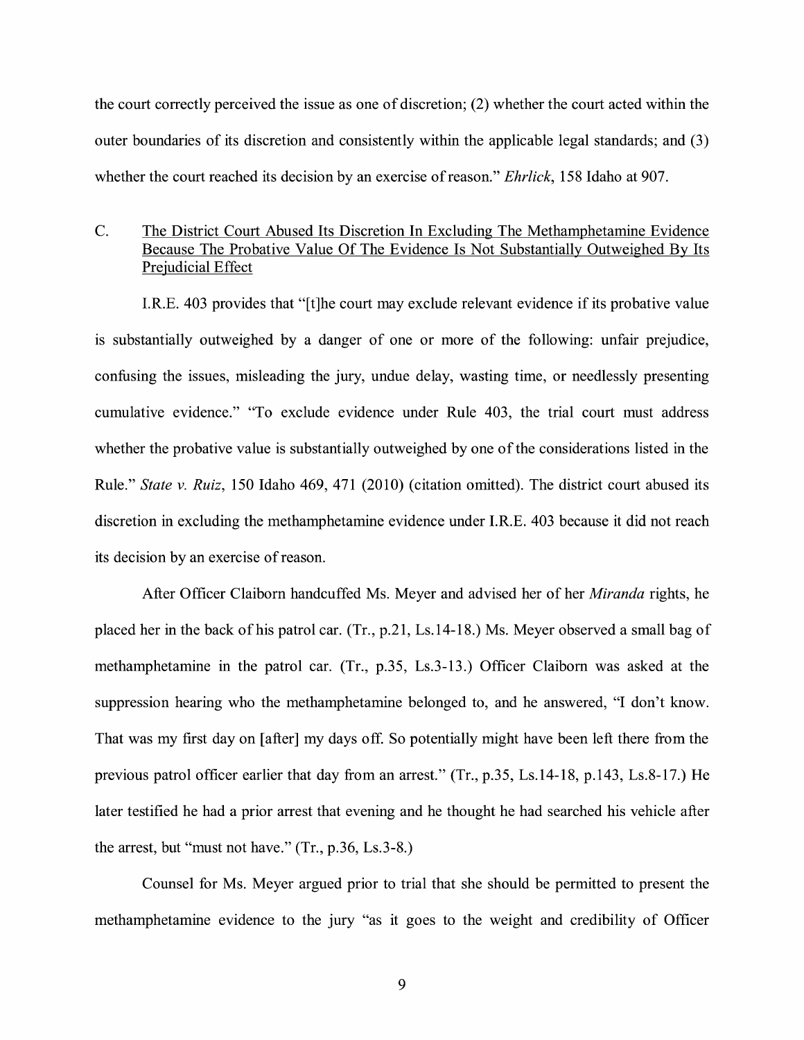the court correctly perceived the issue as one of discretion; (2) whether the court acted within the outer boundaries of its discretion and consistently within the applicable legal standards; and (3) whether the court reached its decision by an exercise of reason." *Ehrlick*, 158 Idaho at 907.

C. <u>The District Court Abused Its Discretion In Excluding The Methamphetamine Evidence Because The Probative Value Of The Evidence Is Not Substantially Outweighed By Its Prejudicial Effect</u>

I.R.E. 403 provides that "[t]he court may exclude relevant evidence if its probative value is substantially outweighed by a danger of one or more of the following: unfair prejudice, confusing the issues, misleading the jury, undue delay, wasting time, or needlessly presenting cumulative evidence." "To exclude evidence under Rule 403, the trial court must address whether the probative value is substantially outweighed by one of the considerations listed in the Rule." *State v. Ruiz*, 150 Idaho 469, 471 (2010) (citation omitted). The district court abused its discretion in excluding the methamphetamine evidence under I.R.E. 403 because it did not reach its decision by an exercise of reason.

After Officer Claiborn handcuffed Ms. Meyer and advised her of her *Miranda* rights, he placed her in the back of his patrol car. (Tr., p.21, Ls.14-18.) Ms. Meyer observed a small bag of methamphetamine in the patrol car. (Tr., p.35, Ls.3-13.) Officer Claiborn was asked at the suppression hearing who the methamphetamine belonged to, and he answered, "I don't know. That was my first day on [after] my days off. So potentially might have been left there from the previous patrol officer earlier that day from an arrest." (Tr., p.35, Ls.14-18, p.143, Ls.8-17.) He later testified he had a prior arrest that evening and he thought he had searched his vehicle after the arrest, but "must not have." (Tr., p.36, Ls.3-8.)

Counsel for Ms. Meyer argued prior to trial that she should be permitted to present the methamphetamine evidence to the jury "as it goes to the weight and credibility of Officer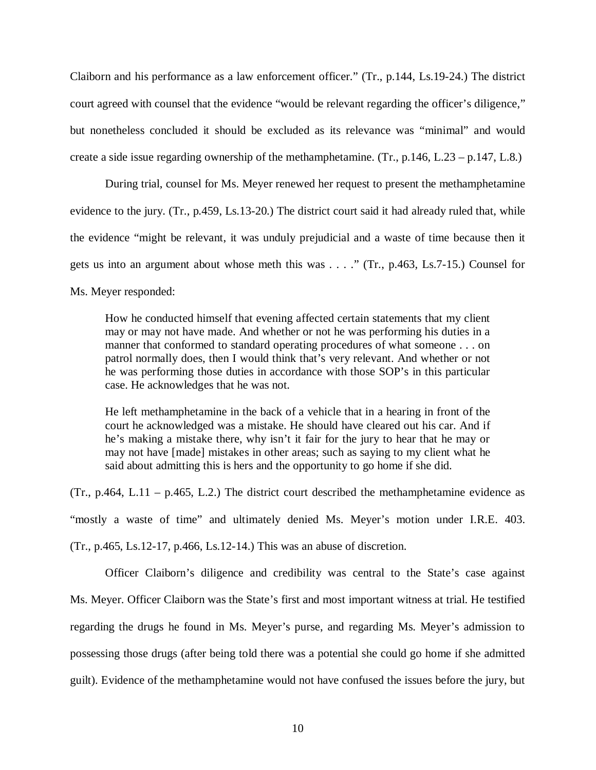Claiborn and his performance as a law enforcement officer." (Tr., p.144, Ls.19-24.) The district court agreed with counsel that the evidence "would be relevant regarding the officer's diligence," but nonetheless concluded it should be excluded as its relevance was "minimal" and would create a side issue regarding ownership of the methamphetamine. (Tr., p.146, L.23 – p.147, L.8.)

During trial, counsel for Ms. Meyer renewed her request to present the methamphetamine evidence to the jury. (Tr., p.459, Ls.13-20.) The district court said it had already ruled that, while the evidence "might be relevant, it was unduly prejudicial and a waste of time because then it gets us into an argument about whose meth this was . . . ." (Tr., p.463, Ls.7-15.) Counsel for Ms. Meyer responded:

> How he conducted himself that evening affected certain statements that my client may or may not have made. And whether or not he was performing his duties in a manner that conformed to standard operating procedures of what someone . . . on patrol normally does, then I would think that's very relevant. And whether or not he was performing those duties in accordance with those SOP's in this particular case. He acknowledges that he was not.
>
> He left methamphetamine in the back of a vehicle that in a hearing in front of the court he acknowledged was a mistake. He should have cleared out his car. And if he's making a mistake there, why isn't it fair for the jury to hear that he may or may not have [made] mistakes in other areas; such as saying to my client what he said about admitting this is hers and the opportunity to go home if she did.

(Tr., p.464, L.11 – p.465, L.2.) The district court described the methamphetamine evidence as "mostly a waste of time" and ultimately denied Ms. Meyer's motion under I.R.E. 403. (Tr., p.465, Ls.12-17, p.466, Ls.12-14.) This was an abuse of discretion.

Officer Claiborn's diligence and credibility was central to the State's case against Ms. Meyer. Officer Claiborn was the State's first and most important witness at trial. He testified regarding the drugs he found in Ms. Meyer's purse, and regarding Ms. Meyer's admission to possessing those drugs (after being told there was a potential she could go home if she admitted guilt). Evidence of the methamphetamine would not have confused the issues before the jury, but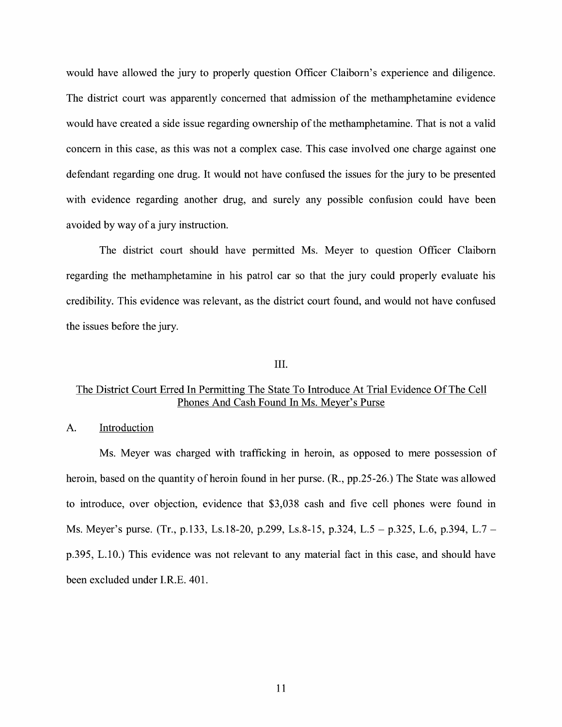would have allowed the jury to properly question Officer Claiborn's experience and diligence. The district court was apparently concerned that admission of the methamphetamine evidence would have created a side issue regarding ownership of the methamphetamine. That is not a valid concern in this case, as this was not a complex case. This case involved one charge against one defendant regarding one drug. It would not have confused the issues for the jury to be presented with evidence regarding another drug, and surely any possible confusion could have been avoided by way of a jury instruction.

The district court should have permitted Ms. Meyer to question Officer Claiborn regarding the methamphetamine in his patrol car so that the jury could properly evaluate his credibility. This evidence was relevant, as the district court found, and would not have confused the issues before the jury.

III.

## The District Court Erred In Permitting The State To Introduce At Trial Evidence Of The Cell Phones And Cash Found In Ms. Meyer's Purse

### A. Introduction

Ms. Meyer was charged with trafficking in heroin, as opposed to mere possession of heroin, based on the quantity of heroin found in her purse. (R., pp.25-26.) The State was allowed to introduce, over objection, evidence that $3,038 cash and five cell phones were found in Ms. Meyer's purse. (Tr., p.133, Ls.18-20, p.299, Ls.8-15, p.324, L.5 – p.325, L.6, p.394, L.7 – p.395, L.10.) This evidence was not relevant to any material fact in this case, and should have been excluded under I.R.E. 401.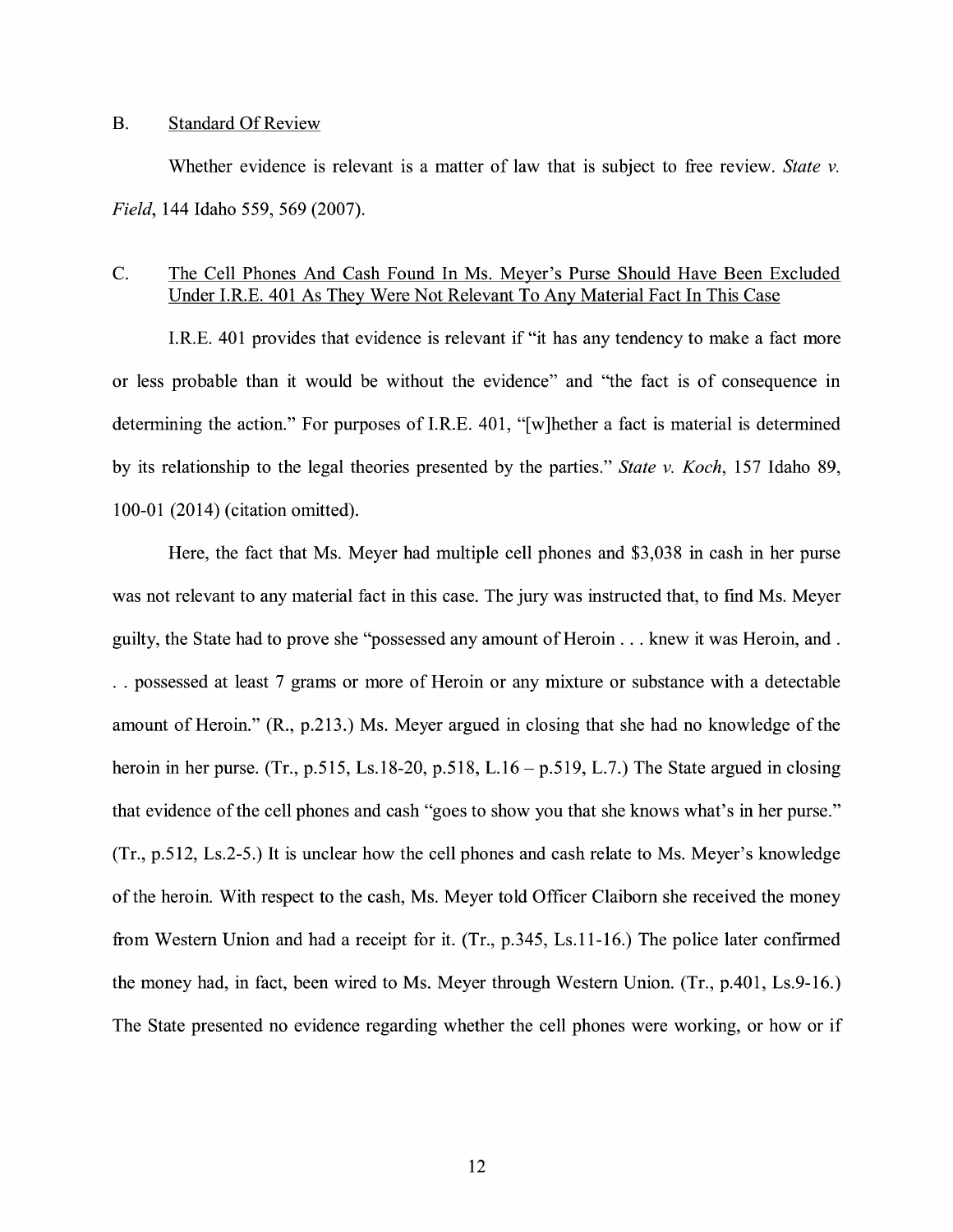## B. Standard Of Review

Whether evidence is relevant is a matter of law that is subject to free review. *State v. Field*, 144 Idaho 559, 569 (2007).

## C. The Cell Phones And Cash Found In Ms. Meyer's Purse Should Have Been Excluded Under I.R.E. 401 As They Were Not Relevant To Any Material Fact In This Case

I.R.E. 401 provides that evidence is relevant if "it has any tendency to make a fact more or less probable than it would be without the evidence" and "the fact is of consequence in determining the action." For purposes of I.R.E. 401, "[w]hether a fact is material is determined by its relationship to the legal theories presented by the parties." *State v. Koch*, 157 Idaho 89, 100-01 (2014) (citation omitted).

Here, the fact that Ms. Meyer had multiple cell phones and $3,038 in cash in her purse was not relevant to any material fact in this case. The jury was instructed that, to find Ms. Meyer guilty, the State had to prove she "possessed any amount of Heroin . . . knew it was Heroin, and . . . possessed at least 7 grams or more of Heroin or any mixture or substance with a detectable amount of Heroin." (R., p.213.) Ms. Meyer argued in closing that she had no knowledge of the heroin in her purse. (Tr., p.515, Ls.18-20, p.518, L.16 – p.519, L.7.) The State argued in closing that evidence of the cell phones and cash "goes to show you that she knows what's in her purse." (Tr., p.512, Ls.2-5.) It is unclear how the cell phones and cash relate to Ms. Meyer's knowledge of the heroin. With respect to the cash, Ms. Meyer told Officer Claiborn she received the money from Western Union and had a receipt for it. (Tr., p.345, Ls.11-16.) The police later confirmed the money had, in fact, been wired to Ms. Meyer through Western Union. (Tr., p.401, Ls.9-16.) The State presented no evidence regarding whether the cell phones were working, or how or if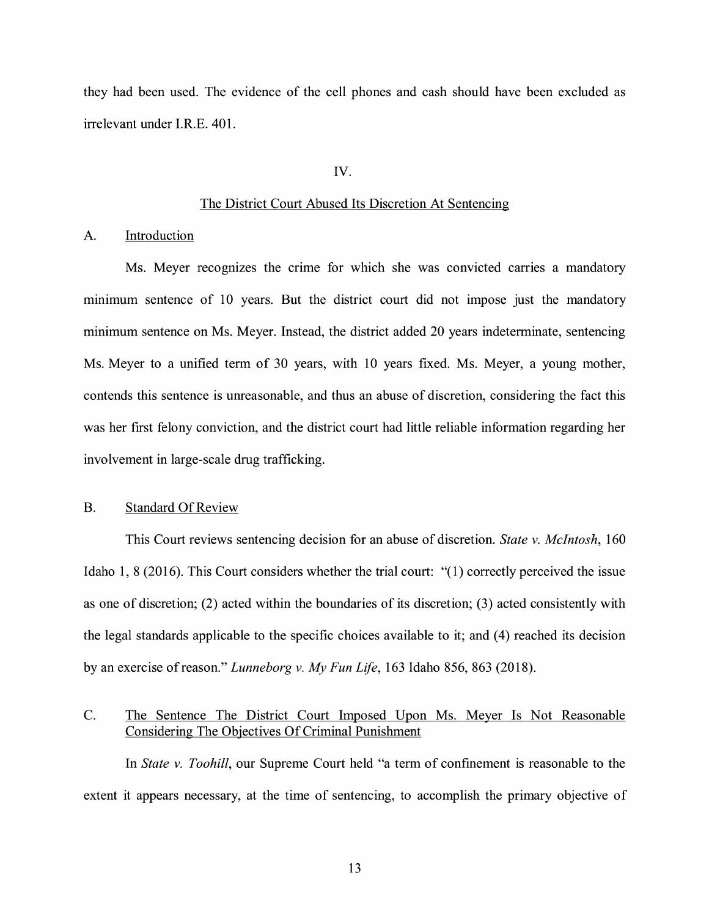they had been used. The evidence of the cell phones and cash should have been excluded as irrelevant under I.R.E. 401.

## IV.

## The District Court Abused Its Discretion At Sentencing

### A. Introduction

Ms. Meyer recognizes the crime for which she was convicted carries a mandatory minimum sentence of 10 years. But the district court did not impose just the mandatory minimum sentence on Ms. Meyer. Instead, the district added 20 years indeterminate, sentencing Ms. Meyer to a unified term of 30 years, with 10 years fixed. Ms. Meyer, a young mother, contends this sentence is unreasonable, and thus an abuse of discretion, considering the fact this was her first felony conviction, and the district court had little reliable information regarding her involvement in large-scale drug trafficking.

### B. Standard Of Review

This Court reviews sentencing decision for an abuse of discretion. *State v. McIntosh*, 160 Idaho 1, 8 (2016). This Court considers whether the trial court: "(1) correctly perceived the issue as one of discretion; (2) acted within the boundaries of its discretion; (3) acted consistently with the legal standards applicable to the specific choices available to it; and (4) reached its decision by an exercise of reason." *Lunneborg v. My Fun Life*, 163 Idaho 856, 863 (2018).

### C. The Sentence The District Court Imposed Upon Ms. Meyer Is Not Reasonable Considering The Objectives Of Criminal Punishment

In *State v. Toohill*, our Supreme Court held "a term of confinement is reasonable to the extent it appears necessary, at the time of sentencing, to accomplish the primary objective of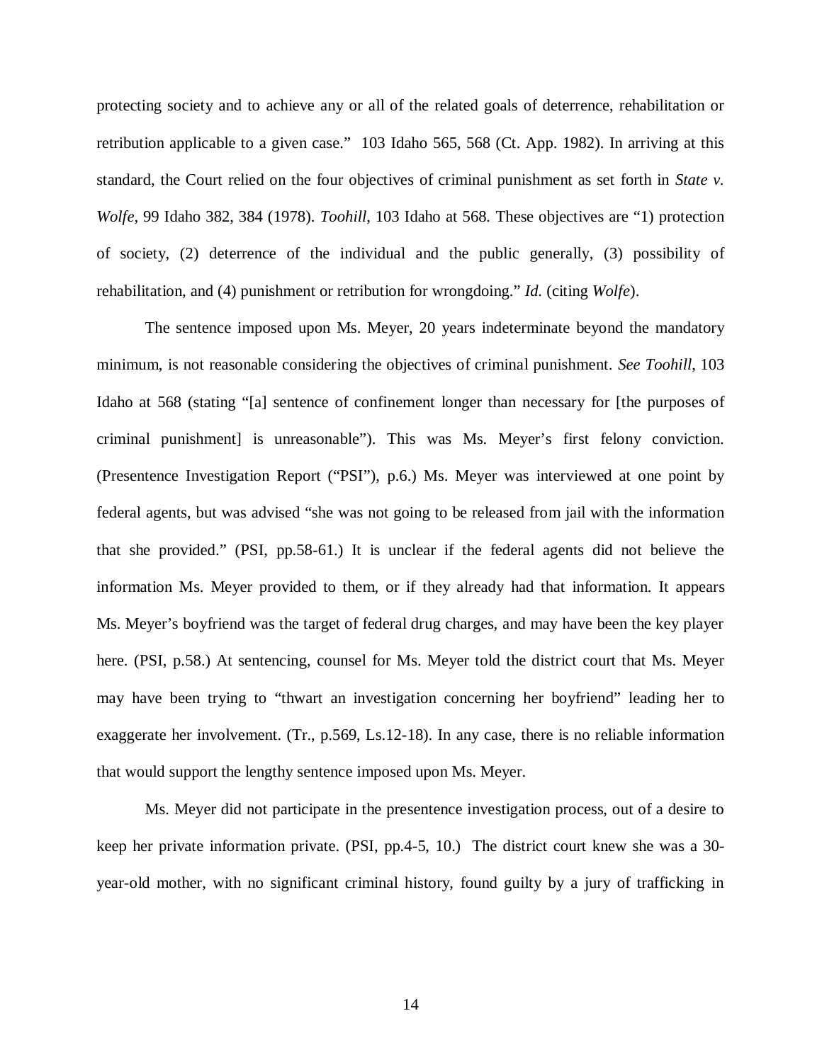protecting society and to achieve any or all of the related goals of deterrence, rehabilitation or retribution applicable to a given case." 103 Idaho 565, 568 (Ct. App. 1982). In arriving at this standard, the Court relied on the four objectives of criminal punishment as set forth in *State v. Wolfe*, 99 Idaho 382, 384 (1978). *Toohill*, 103 Idaho at 568. These objectives are "1) protection of society, (2) deterrence of the individual and the public generally, (3) possibility of rehabilitation, and (4) punishment or retribution for wrongdoing." *Id.* (citing *Wolfe*).

The sentence imposed upon Ms. Meyer, 20 years indeterminate beyond the mandatory minimum, is not reasonable considering the objectives of criminal punishment. *See Toohill*, 103 Idaho at 568 (stating "[a] sentence of confinement longer than necessary for [the purposes of criminal punishment] is unreasonable"). This was Ms. Meyer's first felony conviction. (Presentence Investigation Report ("PSI"), p.6.) Ms. Meyer was interviewed at one point by federal agents, but was advised "she was not going to be released from jail with the information that she provided." (PSI, pp.58-61.) It is unclear if the federal agents did not believe the information Ms. Meyer provided to them, or if they already had that information. It appears Ms. Meyer's boyfriend was the target of federal drug charges, and may have been the key player here. (PSI, p.58.) At sentencing, counsel for Ms. Meyer told the district court that Ms. Meyer may have been trying to "thwart an investigation concerning her boyfriend" leading her to exaggerate her involvement. (Tr., p.569, Ls.12-18). In any case, there is no reliable information that would support the lengthy sentence imposed upon Ms. Meyer.

Ms. Meyer did not participate in the presentence investigation process, out of a desire to keep her private information private. (PSI, pp.4-5, 10.) The district court knew she was a 30-year-old mother, with no significant criminal history, found guilty by a jury of trafficking in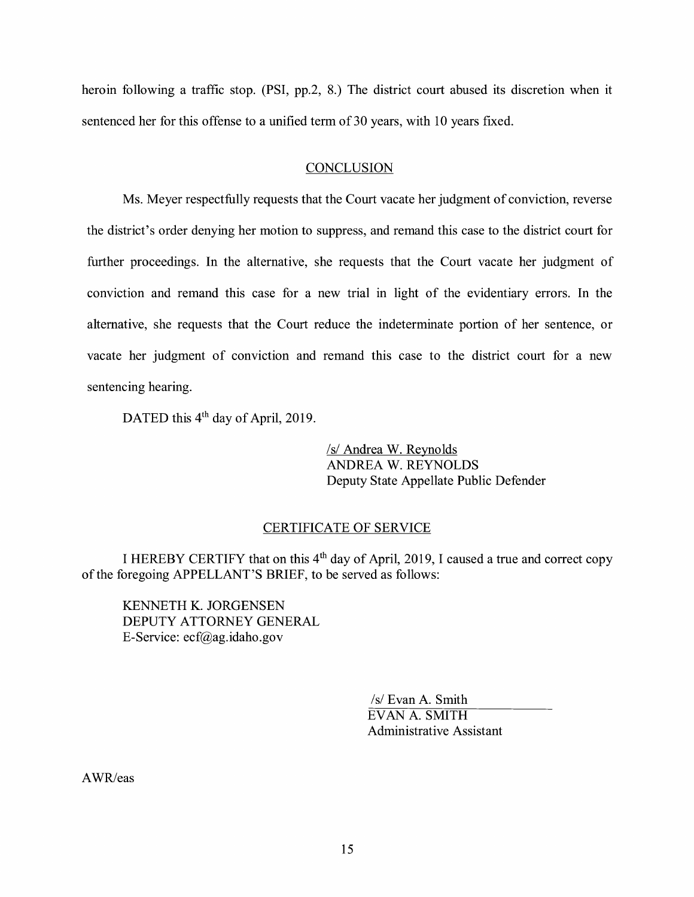heroin following a traffic stop. (PSI, pp.2, 8.) The district court abused its discretion when it sentenced her for this offense to a unified term of 30 years, with 10 years fixed.

## CONCLUSION

Ms. Meyer respectfully requests that the Court vacate her judgment of conviction, reverse the district's order denying her motion to suppress, and remand this case to the district court for further proceedings. In the alternative, she requests that the Court vacate her judgment of conviction and remand this case for a new trial in light of the evidentiary errors. In the alternative, she requests that the Court reduce the indeterminate portion of her sentence, or vacate her judgment of conviction and remand this case to the district court for a new sentencing hearing.

DATED this 4th day of April, 2019.

/s/ Andrea W. Reynolds
ANDREA W. REYNOLDS
Deputy State Appellate Public Defender

## CERTIFICATE OF SERVICE

I HEREBY CERTIFY that on this 4th day of April, 2019, I caused a true and correct copy of the foregoing APPELLANT'S BRIEF, to be served as follows:

KENNETH K. JORGENSEN
DEPUTY ATTORNEY GENERAL
E-Service: ecf@ag.idaho.gov

/s/ Evan A. Smith
EVAN A. SMITH
Administrative Assistant

AWR/eas